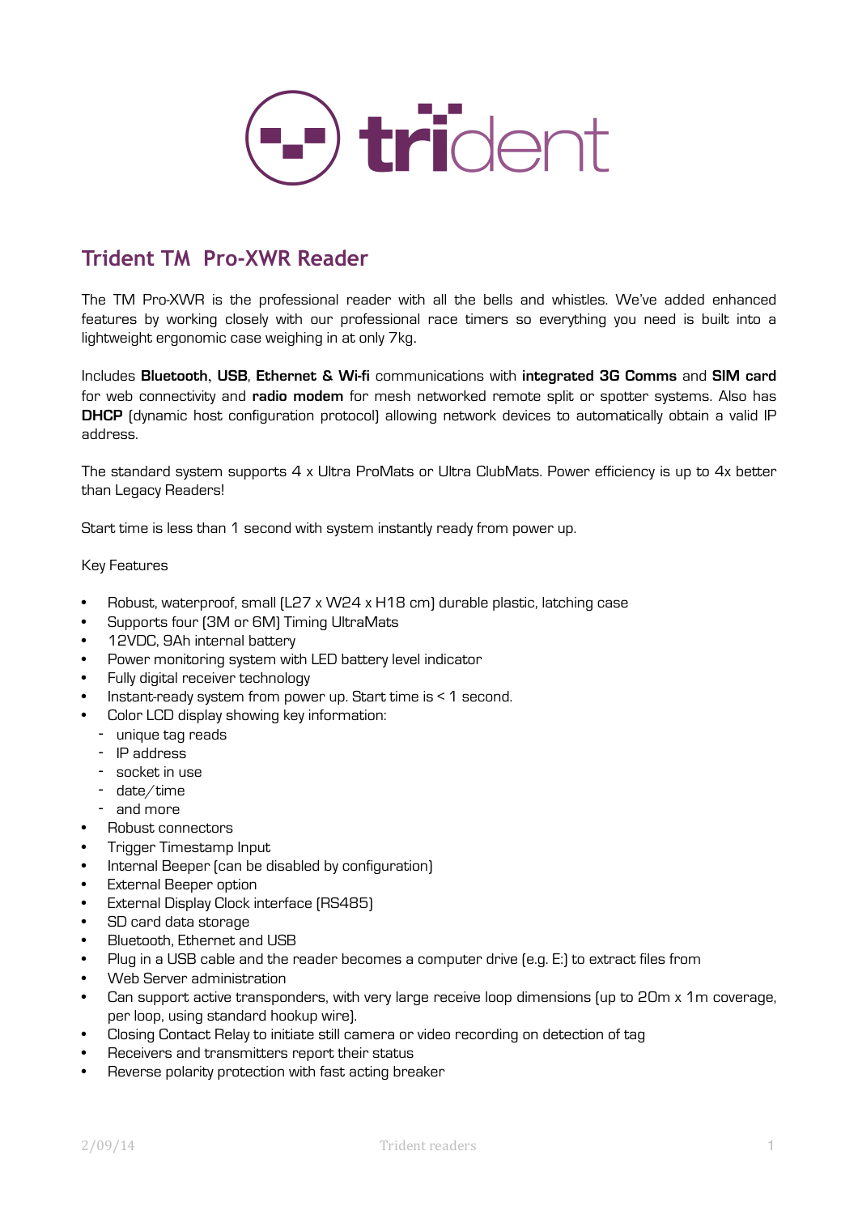trident

## Trident TM Pro-XWR Reader

The TM Pro-XWR is the professional reader with all the bells and whistles. We've added enhanced features by working closely with our professional race timers so everything you need is built into a lightweight ergonomic case weighing in at only 7kg.

Includes **Bluetooth**, **USB**, **Ethernet & Wi-fi** communications with **integrated 3G Comms** and **SIM card** for web connectivity and **radio modem** for mesh networked remote split or spotter systems. Also has **DHCP** (dynamic host configuration protocol) allowing network devices to automatically obtain a valid IP address.

The standard system supports 4 x Ultra ProMats or Ultra ClubMats. Power efficiency is up to 4x better than Legacy Readers!

Start time is less than 1 second with system instantly ready from power up.

Key Features

- Robust, waterproof, small (L27 x W24 x H18 cm) durable plastic, latching case
- Supports four (3M or 6M) Timing UltraMats
- 12VDC, 9Ah internal battery
- Power monitoring system with LED battery level indicator
- Fully digital receiver technology
- Instant-ready system from power up. Start time is < 1 second.
- Color LCD display showing key information:
  - unique tag reads
  - IP address
  - socket in use
  - date/time
  - and more
- Robust connectors
- Trigger Timestamp Input
- Internal Beeper (can be disabled by configuration)
- External Beeper option
- External Display Clock interface (RS485)
- SD card data storage
- Bluetooth, Ethernet and USB
- Plug in a USB cable and the reader becomes a computer drive (e.g. E:) to extract files from
- Web Server administration
- Can support active transponders, with very large receive loop dimensions (up to 20m x 1m coverage, per loop, using standard hookup wire).
- Closing Contact Relay to initiate still camera or video recording on detection of tag
- Receivers and transmitters report their status
- Reverse polarity protection with fast acting breaker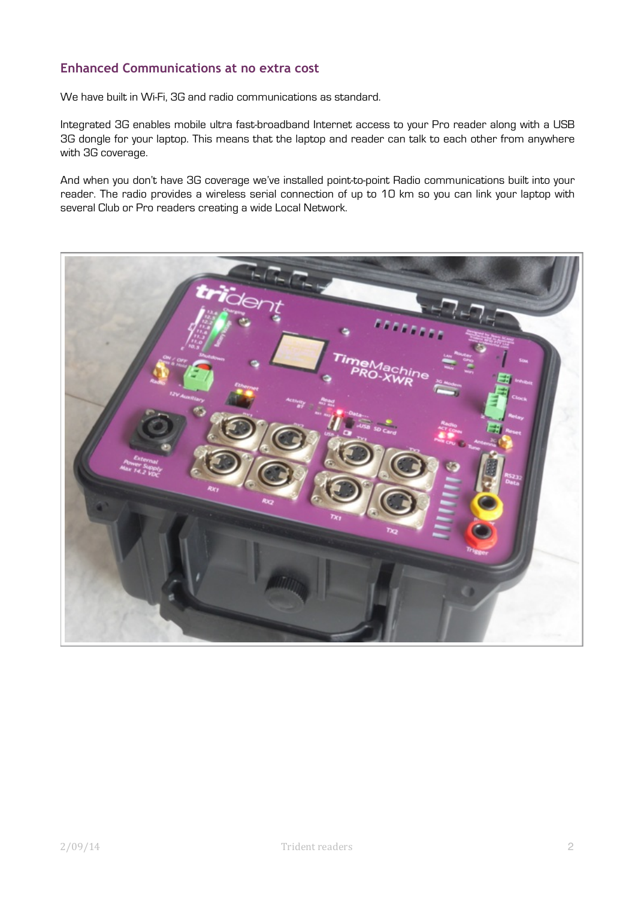## Enhanced Communications at no extra cost

We have built in Wi-Fi, 3G and radio communications as standard.

Integrated 3G enables mobile ultra fast-broadband Internet access to your Pro reader along with a USB 3G dongle for your laptop. This means that the laptop and reader can talk to each other from anywhere with 3G coverage.

And when you don't have 3G coverage we've installed point-to-point Radio communications built into your reader. The radio provides a wireless serial connection of up to 10 km so you can link your laptop with several Club or Pro readers creating a wide Local Network.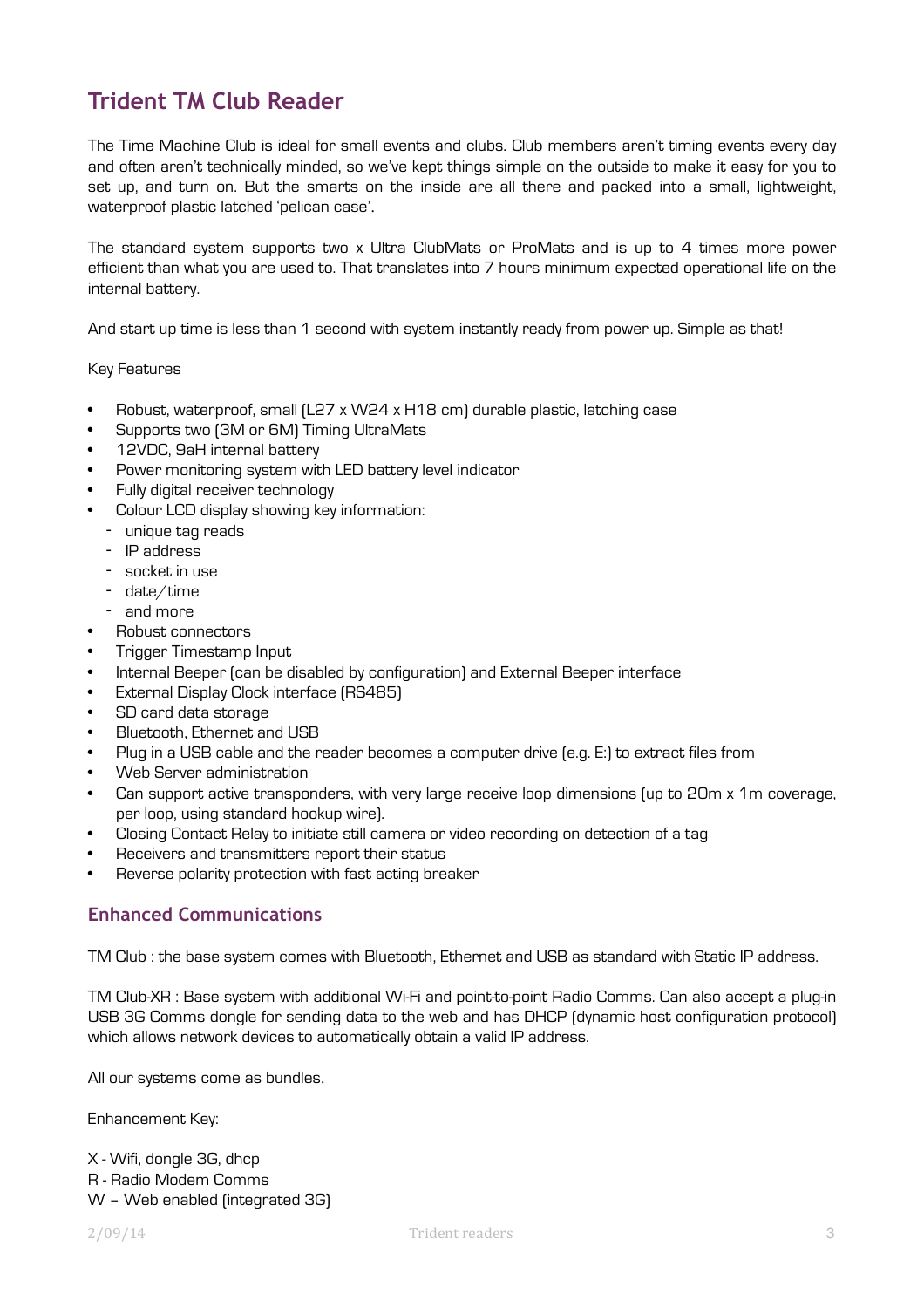## Trident TM Club Reader

The Time Machine Club is ideal for small events and clubs. Club members aren't timing events every day and often aren't technically minded, so we've kept things simple on the outside to make it easy for you to set up, and turn on. But the smarts on the inside are all there and packed into a small, lightweight, waterproof plastic latched 'pelican case'.

The standard system supports two x Ultra ClubMats or ProMats and is up to 4 times more power efficient than what you are used to. That translates into 7 hours minimum expected operational life on the internal battery.

And start up time is less than 1 second with system instantly ready from power up. Simple as that!

Key Features

- Robust, waterproof, small (L27 x W24 x H18 cm) durable plastic, latching case
- Supports two (3M or 6M) Timing UltraMats
- 12VDC, 9aH internal battery
- Power monitoring system with LED battery level indicator
- Fully digital receiver technology
- Colour LCD display showing key information:
  - unique tag reads
  - IP address
  - socket in use
  - date/time
  - and more
- Robust connectors
- Trigger Timestamp Input
- Internal Beeper (can be disabled by configuration) and External Beeper interface
- External Display Clock interface (RS485)
- SD card data storage
- Bluetooth, Ethernet and USB
- Plug in a USB cable and the reader becomes a computer drive (e.g. E:) to extract files from
- Web Server administration
- Can support active transponders, with very large receive loop dimensions (up to 20m x 1m coverage, per loop, using standard hookup wire).
- Closing Contact Relay to initiate still camera or video recording on detection of a tag
- Receivers and transmitters report their status
- Reverse polarity protection with fast acting breaker

### Enhanced Communications

TM Club : the base system comes with Bluetooth, Ethernet and USB as standard with Static IP address.

TM Club-XR : Base system with additional Wi-Fi and point-to-point Radio Comms. Can also accept a plug-in USB 3G Comms dongle for sending data to the web and has DHCP (dynamic host configuration protocol) which allows network devices to automatically obtain a valid IP address.

All our systems come as bundles.

Enhancement Key:

X - Wifi, dongle 3G, dhcp
R - Radio Modem Comms
W – Web enabled (integrated 3G)